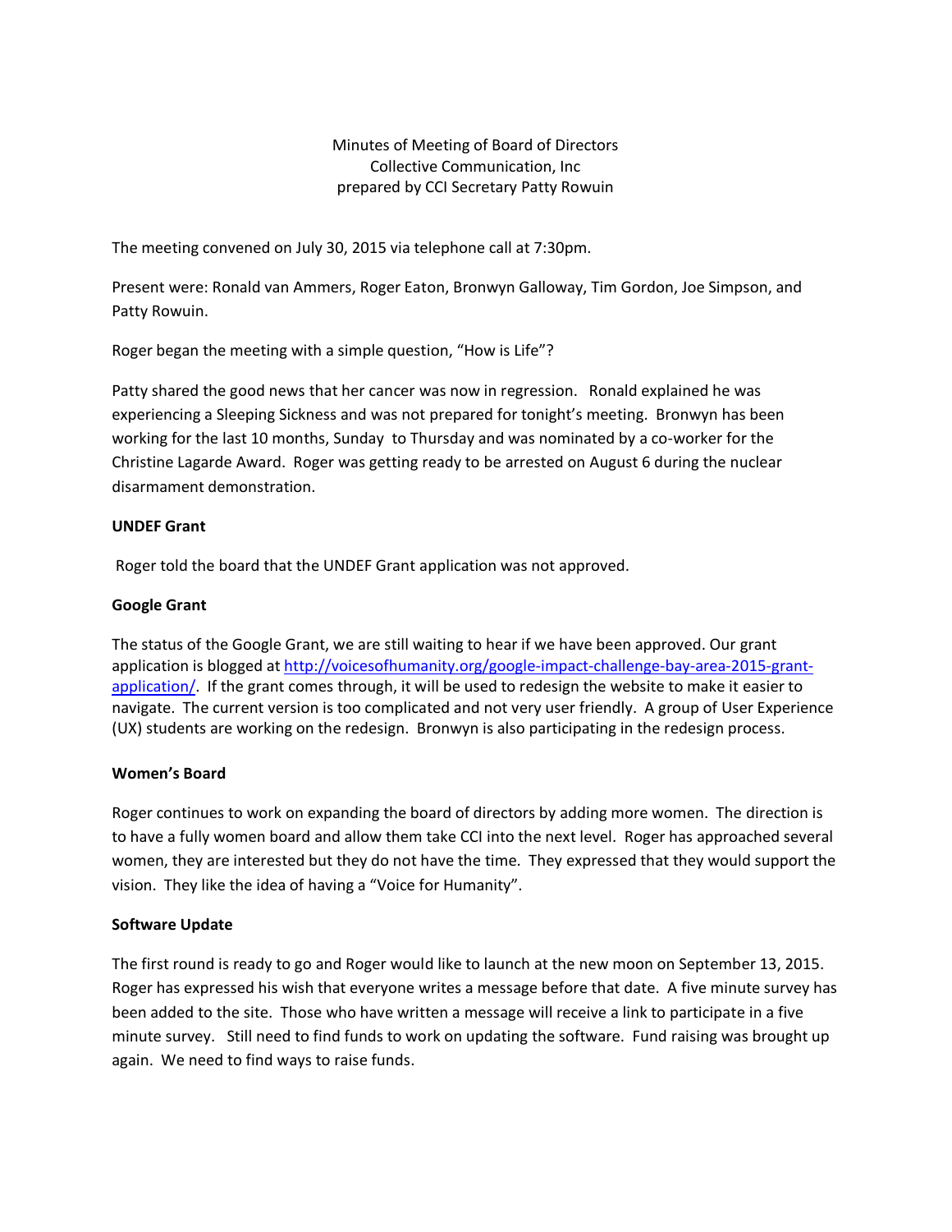Minutes of Meeting of Board of Directors
Collective Communication, Inc
prepared by CCI Secretary Patty Rowuin

The meeting convened on July 30, 2015 via telephone call at 7:30pm.

Present were: Ronald van Ammers, Roger Eaton, Bronwyn Galloway, Tim Gordon, Joe Simpson, and Patty Rowuin.

Roger began the meeting with a simple question, "How is Life"?

Patty shared the good news that her cancer was now in regression. Ronald explained he was experiencing a Sleeping Sickness and was not prepared for tonight's meeting. Bronwyn has been working for the last 10 months, Sunday to Thursday and was nominated by a co-worker for the Christine Lagarde Award. Roger was getting ready to be arrested on August 6 during the nuclear disarmament demonstration.

**UNDEF Grant**

Roger told the board that the UNDEF Grant application was not approved.

**Google Grant**

The status of the Google Grant, we are still waiting to hear if we have been approved. Our grant application is blogged at [http://voicesofhumanity.org/google-impact-challenge-bay-area-2015-grant-application/](http://voicesofhumanity.org/google-impact-challenge-bay-area-2015-grant-application/). If the grant comes through, it will be used to redesign the website to make it easier to navigate. The current version is too complicated and not very user friendly. A group of User Experience (UX) students are working on the redesign. Bronwyn is also participating in the redesign process.

**Women's Board**

Roger continues to work on expanding the board of directors by adding more women. The direction is to have a fully women board and allow them take CCI into the next level. Roger has approached several women, they are interested but they do not have the time. They expressed that they would support the vision. They like the idea of having a "Voice for Humanity".

**Software Update**

The first round is ready to go and Roger would like to launch at the new moon on September 13, 2015. Roger has expressed his wish that everyone writes a message before that date. A five minute survey has been added to the site. Those who have written a message will receive a link to participate in a five minute survey. Still need to find funds to work on updating the software. Fund raising was brought up again. We need to find ways to raise funds.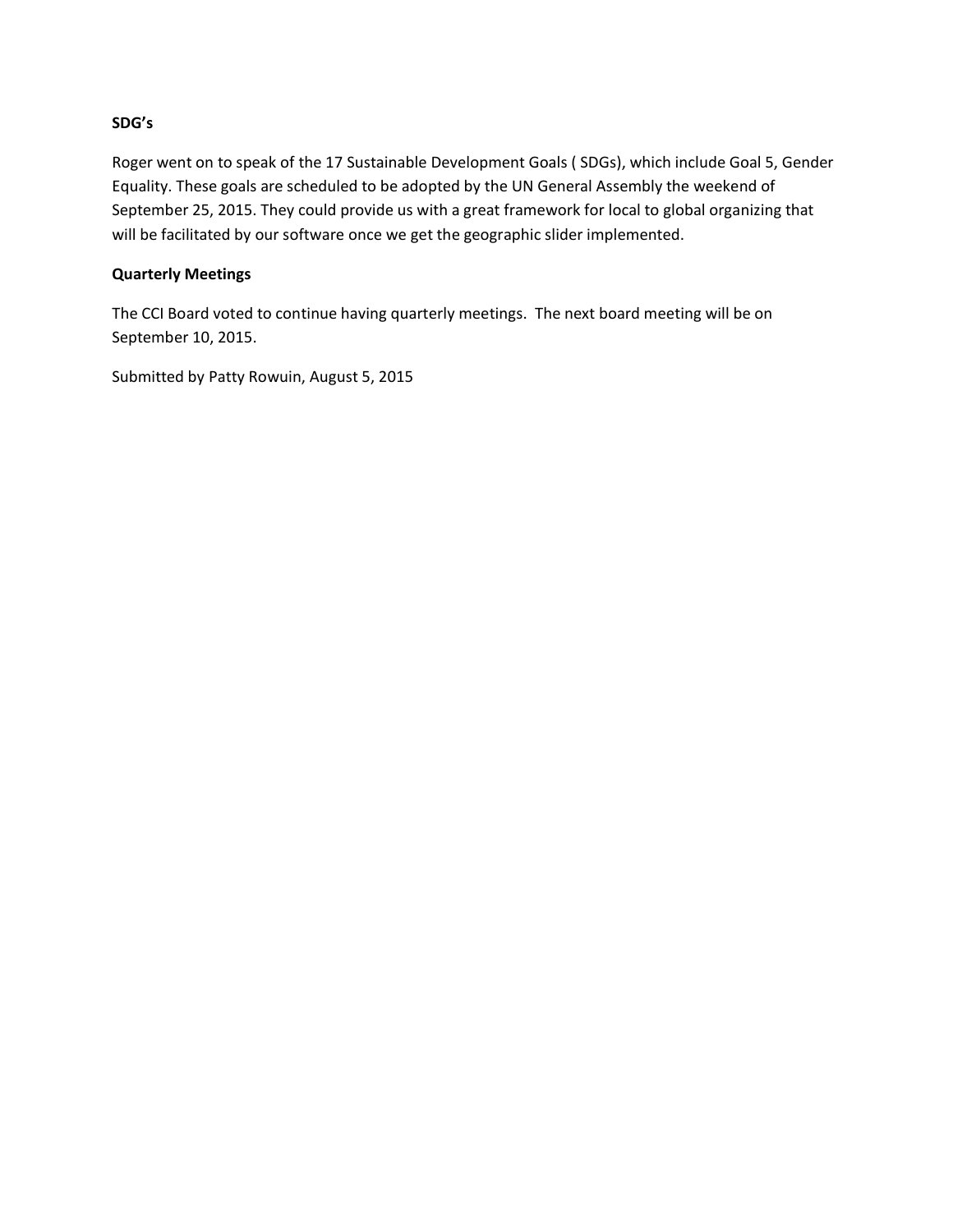**SDG's**

Roger went on to speak of the 17 Sustainable Development Goals ( SDGs), which include Goal 5, Gender Equality. These goals are scheduled to be adopted by the UN General Assembly the weekend of September 25, 2015. They could provide us with a great framework for local to global organizing that will be facilitated by our software once we get the geographic slider implemented.

**Quarterly Meetings**

The CCI Board voted to continue having quarterly meetings. The next board meeting will be on September 10, 2015.

Submitted by Patty Rowuin, August 5, 2015